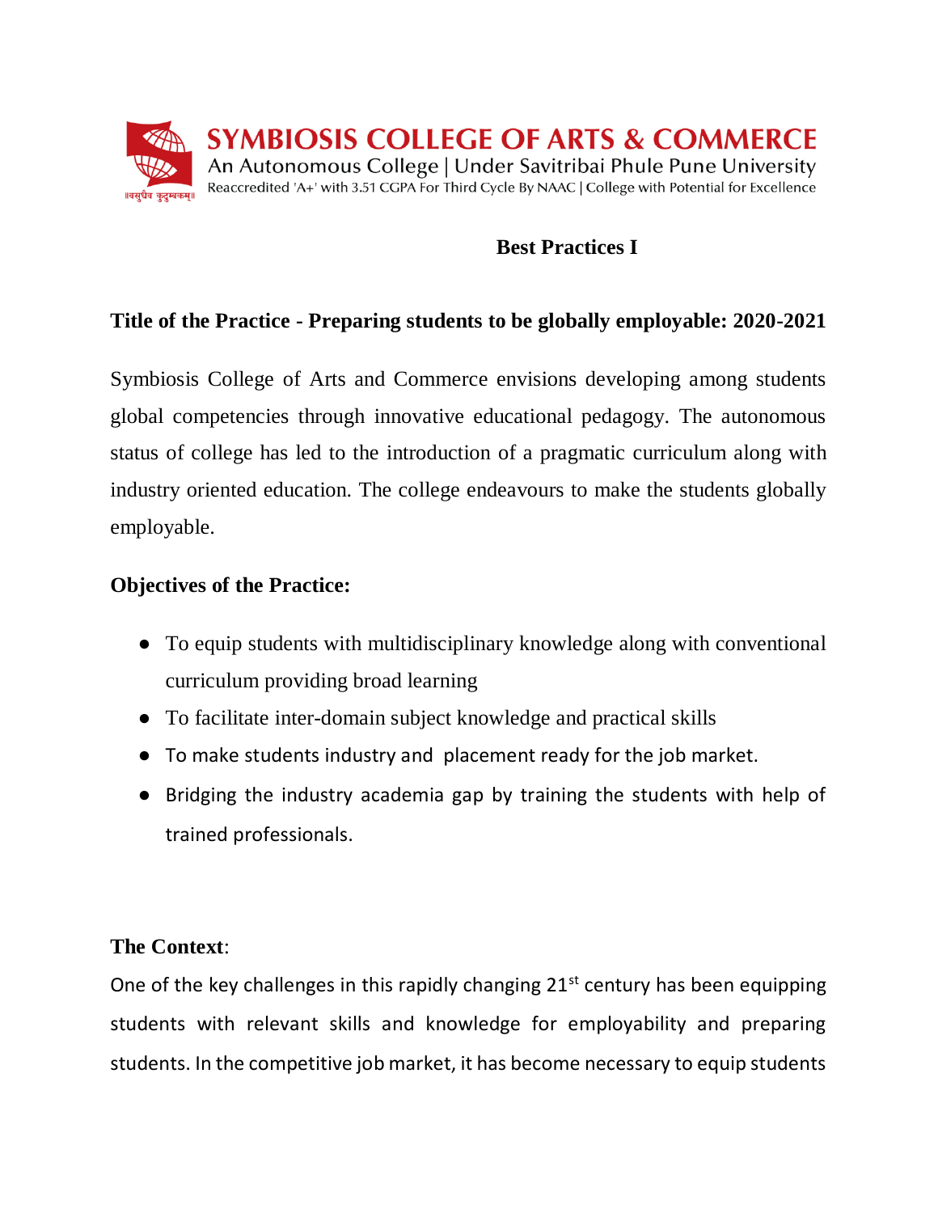SYMBIOSIS COLLEGE OF ARTS & COMMERCE
An Autonomous College | Under Savitribai Phule Pune University
Reaccredited 'A+' with 3.51 CGPA For Third Cycle By NAAC | College with Potential for Excellence

## Best Practices I

### Title of the Practice - Preparing students to be globally employable: 2020-2021

Symbiosis College of Arts and Commerce envisions developing among students global competencies through innovative educational pedagogy. The autonomous status of college has led to the introduction of a pragmatic curriculum along with industry oriented education. The college endeavours to make the students globally employable.

### Objectives of the Practice:

- To equip students with multidisciplinary knowledge along with conventional curriculum providing broad learning
- To facilitate inter-domain subject knowledge and practical skills
- To make students industry and placement ready for the job market.
- Bridging the industry academia gap by training the students with help of trained professionals.

### The Context:

One of the key challenges in this rapidly changing 21st century has been equipping students with relevant skills and knowledge for employability and preparing students. In the competitive job market, it has become necessary to equip students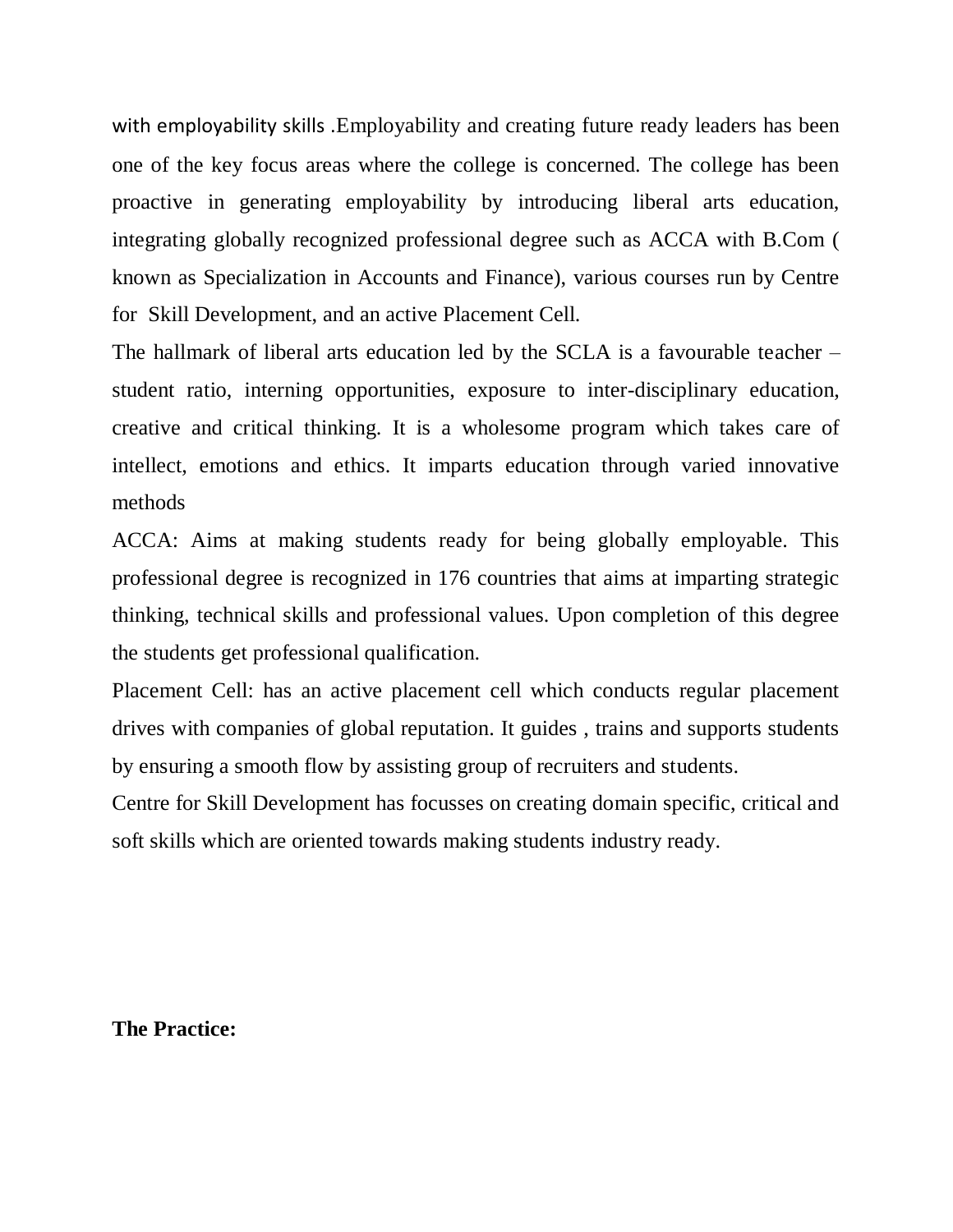with employability skills .Employability and creating future ready leaders has been one of the key focus areas where the college is concerned. The college has been proactive in generating employability by introducing liberal arts education, integrating globally recognized professional degree such as ACCA with B.Com ( known as Specialization in Accounts and Finance), various courses run by Centre for Skill Development, and an active Placement Cell.

The hallmark of liberal arts education led by the SCLA is a favourable teacher – student ratio, interning opportunities, exposure to inter-disciplinary education, creative and critical thinking. It is a wholesome program which takes care of intellect, emotions and ethics. It imparts education through varied innovative methods

ACCA: Aims at making students ready for being globally employable. This professional degree is recognized in 176 countries that aims at imparting strategic thinking, technical skills and professional values. Upon completion of this degree the students get professional qualification.

Placement Cell: has an active placement cell which conducts regular placement drives with companies of global reputation. It guides , trains and supports students by ensuring a smooth flow by assisting group of recruiters and students.

Centre for Skill Development has focusses on creating domain specific, critical and soft skills which are oriented towards making students industry ready.

**The Practice:**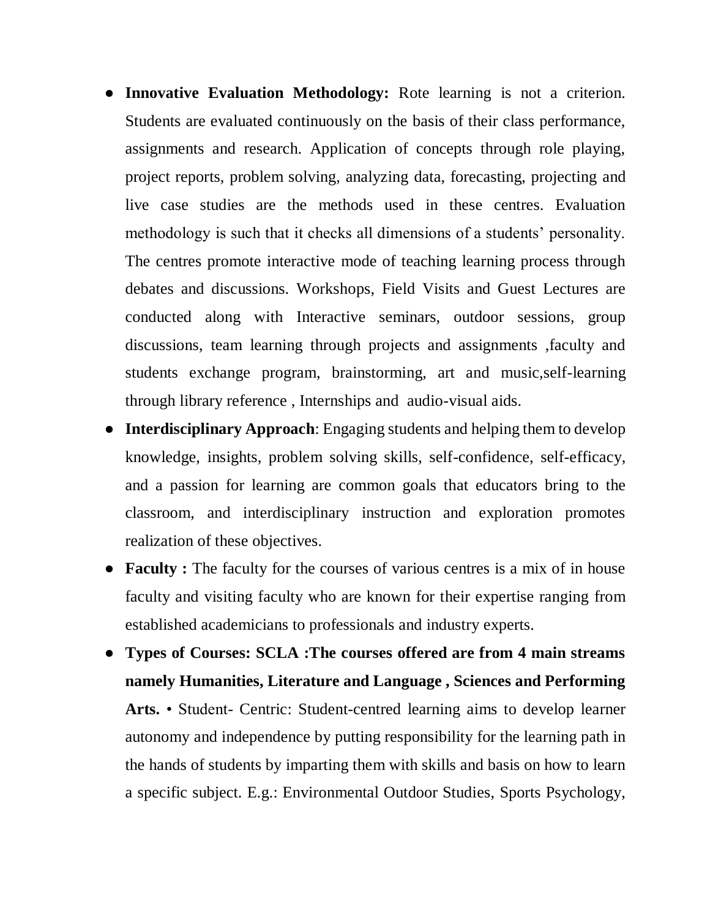- **Innovative Evaluation Methodology:** Rote learning is not a criterion. Students are evaluated continuously on the basis of their class performance, assignments and research. Application of concepts through role playing, project reports, problem solving, analyzing data, forecasting, projecting and live case studies are the methods used in these centres. Evaluation methodology is such that it checks all dimensions of a students' personality. The centres promote interactive mode of teaching learning process through debates and discussions. Workshops, Field Visits and Guest Lectures are conducted along with Interactive seminars, outdoor sessions, group discussions, team learning through projects and assignments ,faculty and students exchange program, brainstorming, art and music,self-learning through library reference , Internships and audio-visual aids.
- **Interdisciplinary Approach**: Engaging students and helping them to develop knowledge, insights, problem solving skills, self-confidence, self-efficacy, and a passion for learning are common goals that educators bring to the classroom, and interdisciplinary instruction and exploration promotes realization of these objectives.
- **Faculty :** The faculty for the courses of various centres is a mix of in house faculty and visiting faculty who are known for their expertise ranging from established academicians to professionals and industry experts.
- **Types of Courses: SCLA :The courses offered are from 4 main streams namely Humanities, Literature and Language , Sciences and Performing Arts.** • Student- Centric: Student-centred learning aims to develop learner autonomy and independence by putting responsibility for the learning path in the hands of students by imparting them with skills and basis on how to learn a specific subject. E.g.: Environmental Outdoor Studies, Sports Psychology,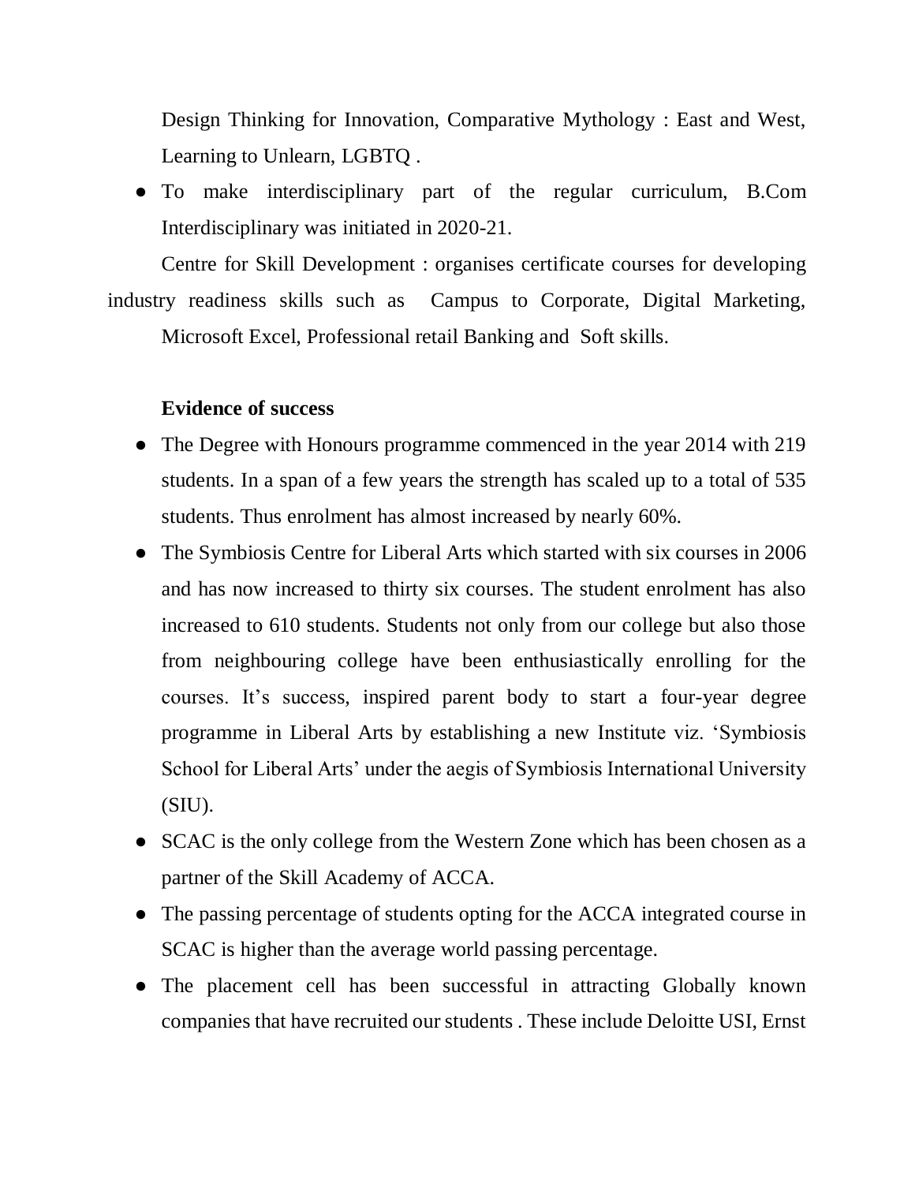Design Thinking for Innovation, Comparative Mythology : East and West, Learning to Unlearn, LGBTQ .

- To make interdisciplinary part of the regular curriculum, B.Com Interdisciplinary was initiated in 2020-21.

Centre for Skill Development : organises certificate courses for developing industry readiness skills such as Campus to Corporate, Digital Marketing, Microsoft Excel, Professional retail Banking and Soft skills.

**Evidence of success**

- The Degree with Honours programme commenced in the year 2014 with 219 students. In a span of a few years the strength has scaled up to a total of 535 students. Thus enrolment has almost increased by nearly 60%.
- The Symbiosis Centre for Liberal Arts which started with six courses in 2006 and has now increased to thirty six courses. The student enrolment has also increased to 610 students. Students not only from our college but also those from neighbouring college have been enthusiastically enrolling for the courses. It's success, inspired parent body to start a four-year degree programme in Liberal Arts by establishing a new Institute viz. 'Symbiosis School for Liberal Arts' under the aegis of Symbiosis International University (SIU).
- SCAC is the only college from the Western Zone which has been chosen as a partner of the Skill Academy of ACCA.
- The passing percentage of students opting for the ACCA integrated course in SCAC is higher than the average world passing percentage.
- The placement cell has been successful in attracting Globally known companies that have recruited our students . These include Deloitte USI, Ernst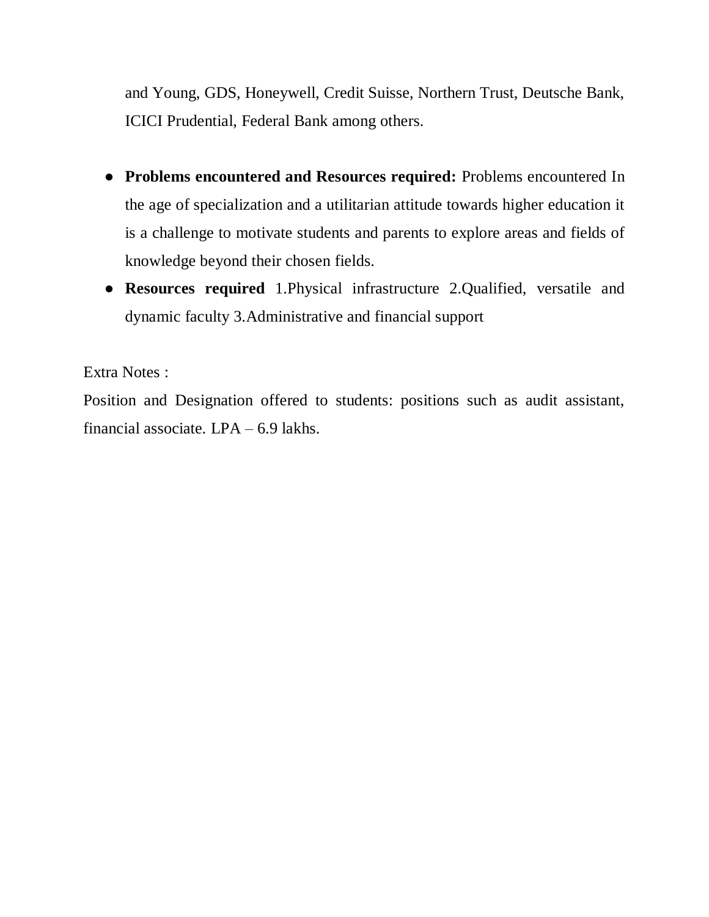and Young, GDS, Honeywell, Credit Suisse, Northern Trust, Deutsche Bank, ICICI Prudential, Federal Bank among others.

- **Problems encountered and Resources required:** Problems encountered In the age of specialization and a utilitarian attitude towards higher education it is a challenge to motivate students and parents to explore areas and fields of knowledge beyond their chosen fields.
- **Resources required** 1.Physical infrastructure 2.Qualified, versatile and dynamic faculty 3.Administrative and financial support

Extra Notes :

Position and Designation offered to students: positions such as audit assistant, financial associate. LPA – 6.9 lakhs.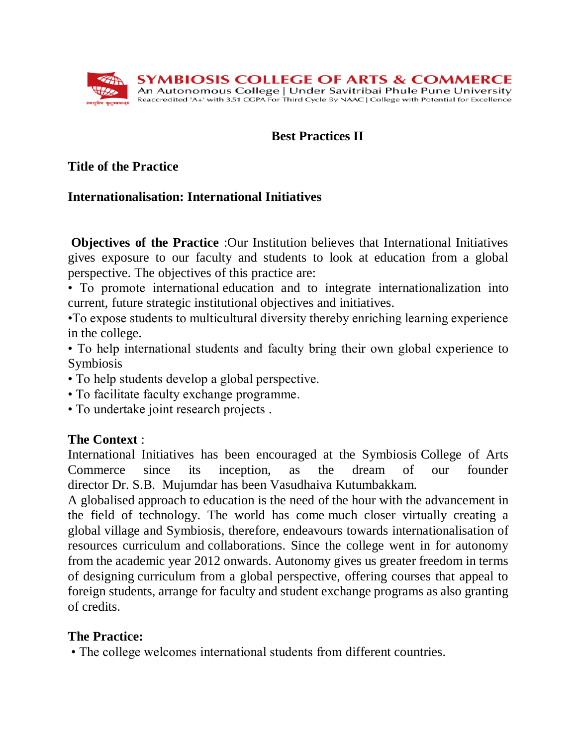## Best Practices II

**Title of the Practice**

**Internationalisation: International Initiatives**

**Objectives of the Practice** :Our Institution believes that International Initiatives gives exposure to our faculty and students to look at education from a global perspective. The objectives of this practice are:

- To promote international education and to integrate internationalization into current, future strategic institutional objectives and initiatives.
- To expose students to multicultural diversity thereby enriching learning experience in the college.
- To help international students and faculty bring their own global experience to Symbiosis
- To help students develop a global perspective.
- To facilitate faculty exchange programme.
- To undertake joint research projects .

**The Context** :

International Initiatives has been encouraged at the Symbiosis College of Arts Commerce since its inception, as the dream of our founder director Dr. S.B. Mujumdar has been Vasudhaiva Kutumbakkam.

A globalised approach to education is the need of the hour with the advancement in the field of technology. The world has come much closer virtually creating a global village and Symbiosis, therefore, endeavours towards internationalisation of resources curriculum and collaborations. Since the college went in for autonomy from the academic year 2012 onwards. Autonomy gives us greater freedom in terms of designing curriculum from a global perspective, offering courses that appeal to foreign students, arrange for faculty and student exchange programs as also granting of credits.

**The Practice:**

- The college welcomes international students from different countries.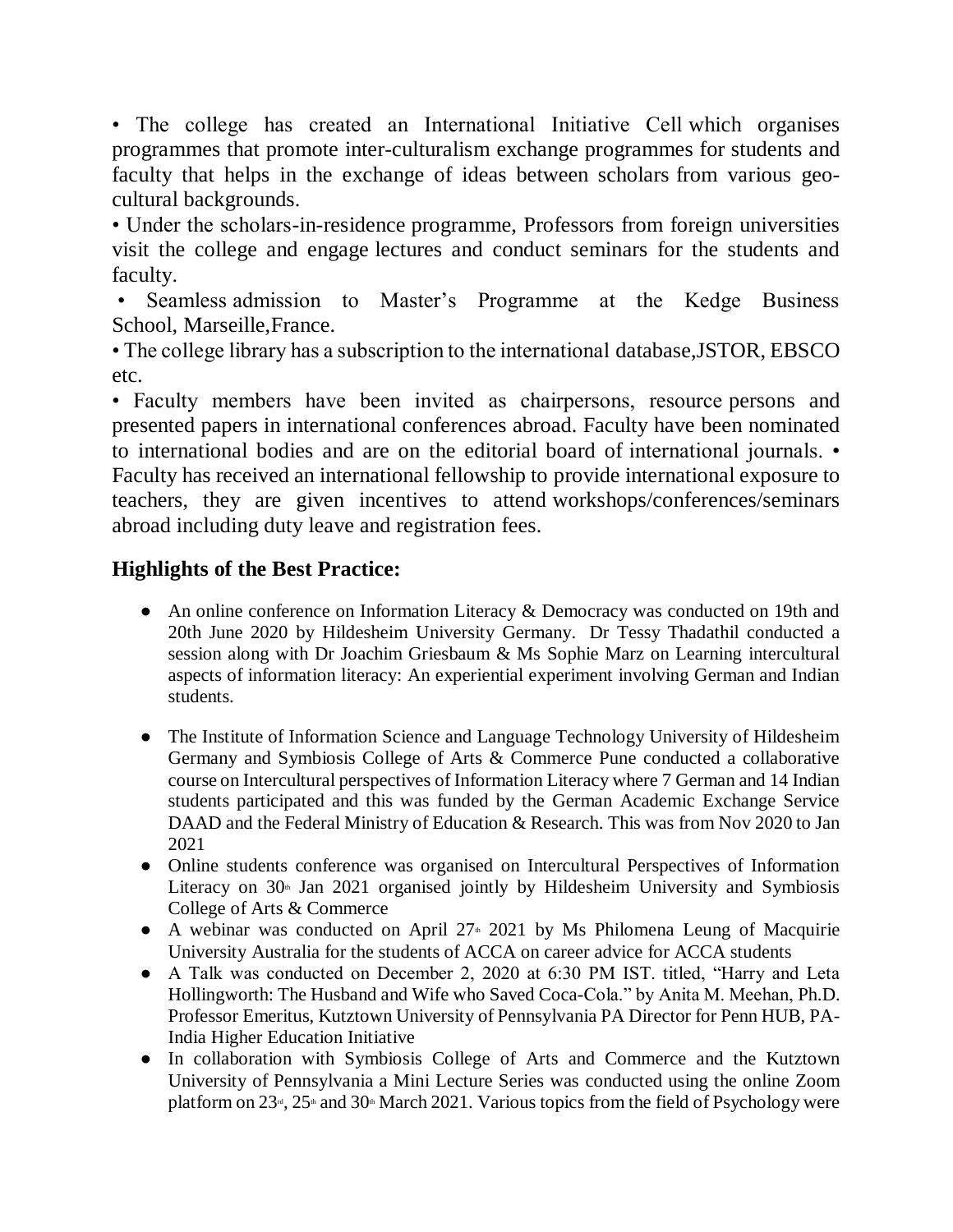• The college has created an International Initiative Cell which organises programmes that promote inter-culturalism exchange programmes for students and faculty that helps in the exchange of ideas between scholars from various geo-cultural backgrounds.

• Under the scholars-in-residence programme, Professors from foreign universities visit the college and engage lectures and conduct seminars for the students and faculty.

• Seamless admission to Master's Programme at the Kedge Business School, Marseille,France.

• The college library has a subscription to the international database,JSTOR, EBSCO etc.

• Faculty members have been invited as chairpersons, resource persons and presented papers in international conferences abroad. Faculty have been nominated to international bodies and are on the editorial board of international journals. • Faculty has received an international fellowship to provide international exposure to teachers, they are given incentives to attend workshops/conferences/seminars abroad including duty leave and registration fees.

## Highlights of the Best Practice:

- An online conference on Information Literacy & Democracy was conducted on 19th and 20th June 2020 by Hildesheim University Germany. Dr Tessy Thadathil conducted a session along with Dr Joachim Griesbaum & Ms Sophie Marz on Learning intercultural aspects of information literacy: An experiential experiment involving German and Indian students.

- The Institute of Information Science and Language Technology University of Hildesheim Germany and Symbiosis College of Arts & Commerce Pune conducted a collaborative course on Intercultural perspectives of Information Literacy where 7 German and 14 Indian students participated and this was funded by the German Academic Exchange Service DAAD and the Federal Ministry of Education & Research. This was from Nov 2020 to Jan 2021
- Online students conference was organised on Intercultural Perspectives of Information Literacy on 30th Jan 2021 organised jointly by Hildesheim University and Symbiosis College of Arts & Commerce
- A webinar was conducted on April 27th 2021 by Ms Philomena Leung of Macquirie University Australia for the students of ACCA on career advice for ACCA students
- A Talk was conducted on December 2, 2020 at 6:30 PM IST. titled, "Harry and Leta Hollingworth: The Husband and Wife who Saved Coca-Cola." by Anita M. Meehan, Ph.D. Professor Emeritus, Kutztown University of Pennsylvania PA Director for Penn HUB, PA-India Higher Education Initiative
- In collaboration with Symbiosis College of Arts and Commerce and the Kutztown University of Pennsylvania a Mini Lecture Series was conducted using the online Zoom platform on 23rd, 25th and 30th March 2021. Various topics from the field of Psychology were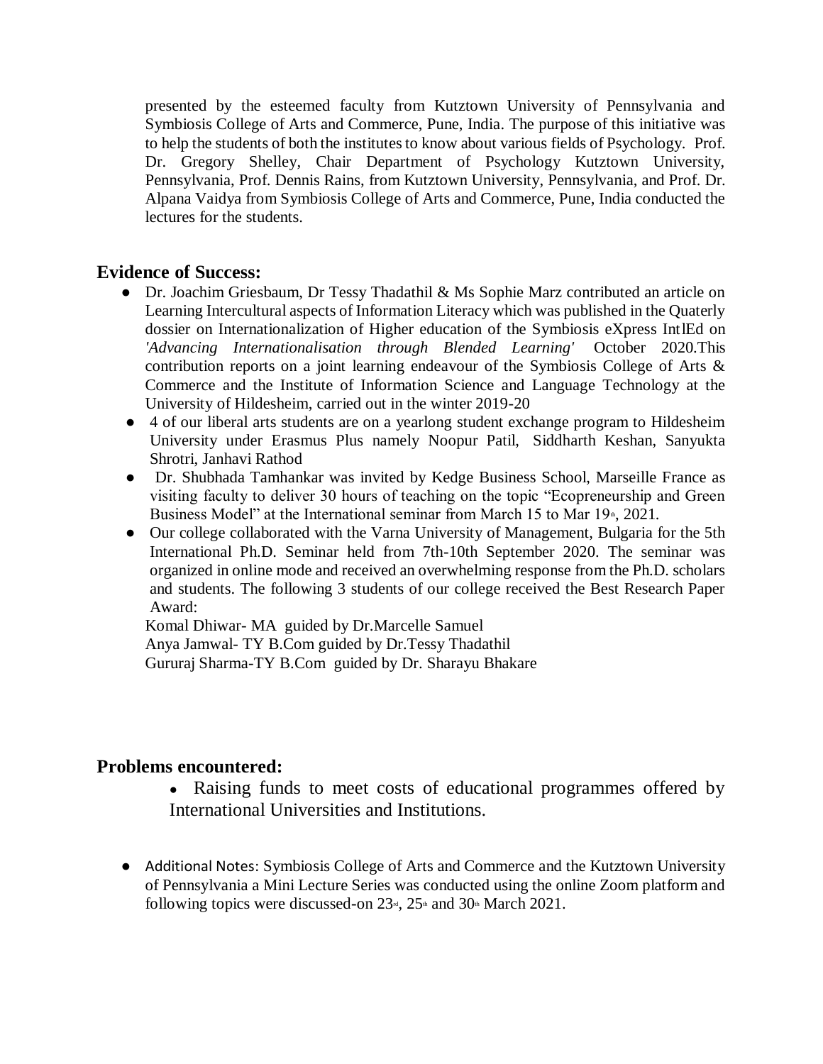presented by the esteemed faculty from Kutztown University of Pennsylvania and Symbiosis College of Arts and Commerce, Pune, India. The purpose of this initiative was to help the students of both the institutes to know about various fields of Psychology. Prof. Dr. Gregory Shelley, Chair Department of Psychology Kutztown University, Pennsylvania, Prof. Dennis Rains, from Kutztown University, Pennsylvania, and Prof. Dr. Alpana Vaidya from Symbiosis College of Arts and Commerce, Pune, India conducted the lectures for the students.

## Evidence of Success:

- Dr. Joachim Griesbaum, Dr Tessy Thadathil & Ms Sophie Marz contributed an article on Learning Intercultural aspects of Information Literacy which was published in the Quaterly dossier on Internationalization of Higher education of the Symbiosis eXpress IntlEd on *'Advancing Internationalisation through Blended Learning'* October 2020.This contribution reports on a joint learning endeavour of the Symbiosis College of Arts & Commerce and the Institute of Information Science and Language Technology at the University of Hildesheim, carried out in the winter 2019-20
- 4 of our liberal arts students are on a yearlong student exchange program to Hildesheim University under Erasmus Plus namely Noopur Patil, Siddharth Keshan, Sanyukta Shrotri, Janhavi Rathod
- Dr. Shubhada Tamhankar was invited by Kedge Business School, Marseille France as visiting faculty to deliver 30 hours of teaching on the topic "Ecopreneurship and Green Business Model" at the International seminar from March 15 to Mar 19th, 2021.
- Our college collaborated with the Varna University of Management, Bulgaria for the 5th International Ph.D. Seminar held from 7th-10th September 2020. The seminar was organized in online mode and received an overwhelming response from the Ph.D. scholars and students. The following 3 students of our college received the Best Research Paper Award:

  Komal Dhiwar- MA guided by Dr.Marcelle Samuel
  Anya Jamwal- TY B.Com guided by Dr.Tessy Thadathil
  Gururaj Sharma-TY B.Com guided by Dr. Sharayu Bhakare

## Problems encountered:

- Raising funds to meet costs of educational programmes offered by International Universities and Institutions.

- Additional Notes: Symbiosis College of Arts and Commerce and the Kutztown University of Pennsylvania a Mini Lecture Series was conducted using the online Zoom platform and following topics were discussed-on 23rd, 25th and 30th March 2021.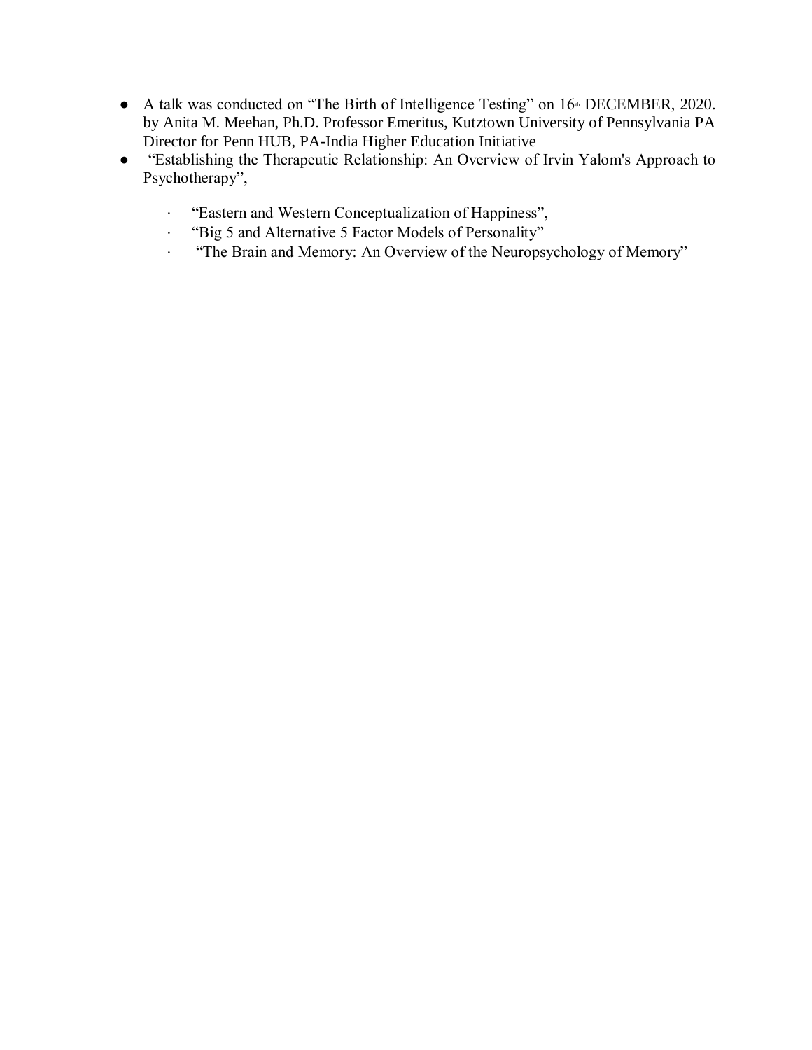- A talk was conducted on "The Birth of Intelligence Testing" on 16th DECEMBER, 2020. by Anita M. Meehan, Ph.D. Professor Emeritus, Kutztown University of Pennsylvania PA Director for Penn HUB, PA-India Higher Education Initiative
- "Establishing the Therapeutic Relationship: An Overview of Irvin Yalom's Approach to Psychotherapy",
  - "Eastern and Western Conceptualization of Happiness",
  - "Big 5 and Alternative 5 Factor Models of Personality"
  - "The Brain and Memory: An Overview of the Neuropsychology of Memory"